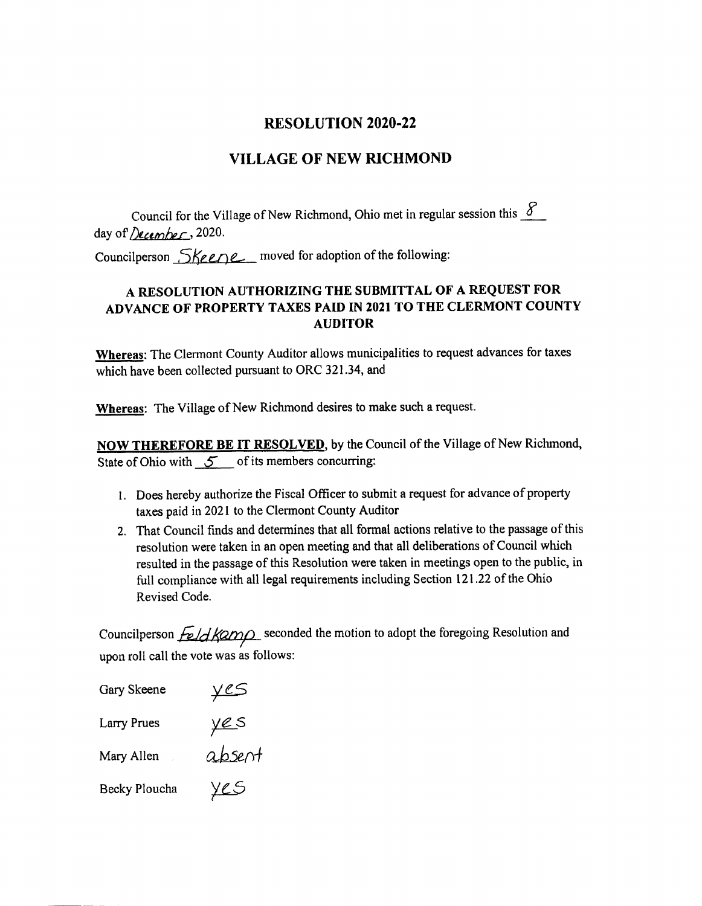# RESOLUTION 2020-22

## VILLAGE OF NEW RICHMOND

Council for the Village of New Richmond, Ohio met in regular session this 8 day of December, 2020.

Councilperson Skeene moved for adoption of the following:

### A RESOLUTION AUTHORIZING THE SUBMITTAL OF A REQUEST FOR ADVANCE OF PROPERTY TAXES PAID IN 2021 TO THE CLERMONT COUNTY AUDITOR

**Whereas**: The Clermont County Auditor allows municipalities to request advances for taxes which have been collected pursuant to ORC 321.34, and

**Whereas**: The Village of New Richmond desires to make such a request.

**NOW THEREFORE BE IT RESOLVED**, by the Council of the Village of New Richmond, State of Ohio with 5 of its members concurring:

1. Does hereby authorize the Fiscal Officer to submit a request for advance of property taxes paid in 2021 to the Clermont County Auditor
2. That Council finds and determines that all formal actions relative to the passage of this resolution were taken in an open meeting and that all deliberations of Council which resulted in the passage of this Resolution were taken in meetings open to the public, in full compliance with all legal requirements including Section 121.22 of the Ohio Revised Code.

Councilperson Feldkamp seconded the motion to adopt the foregoing Resolution and upon roll call the vote was as follows:

| | |
|---|---|
| Gary Skeene | yes |
| Larry Prues | yes |
| Mary Allen | absent |
| Becky Ploucha | yes |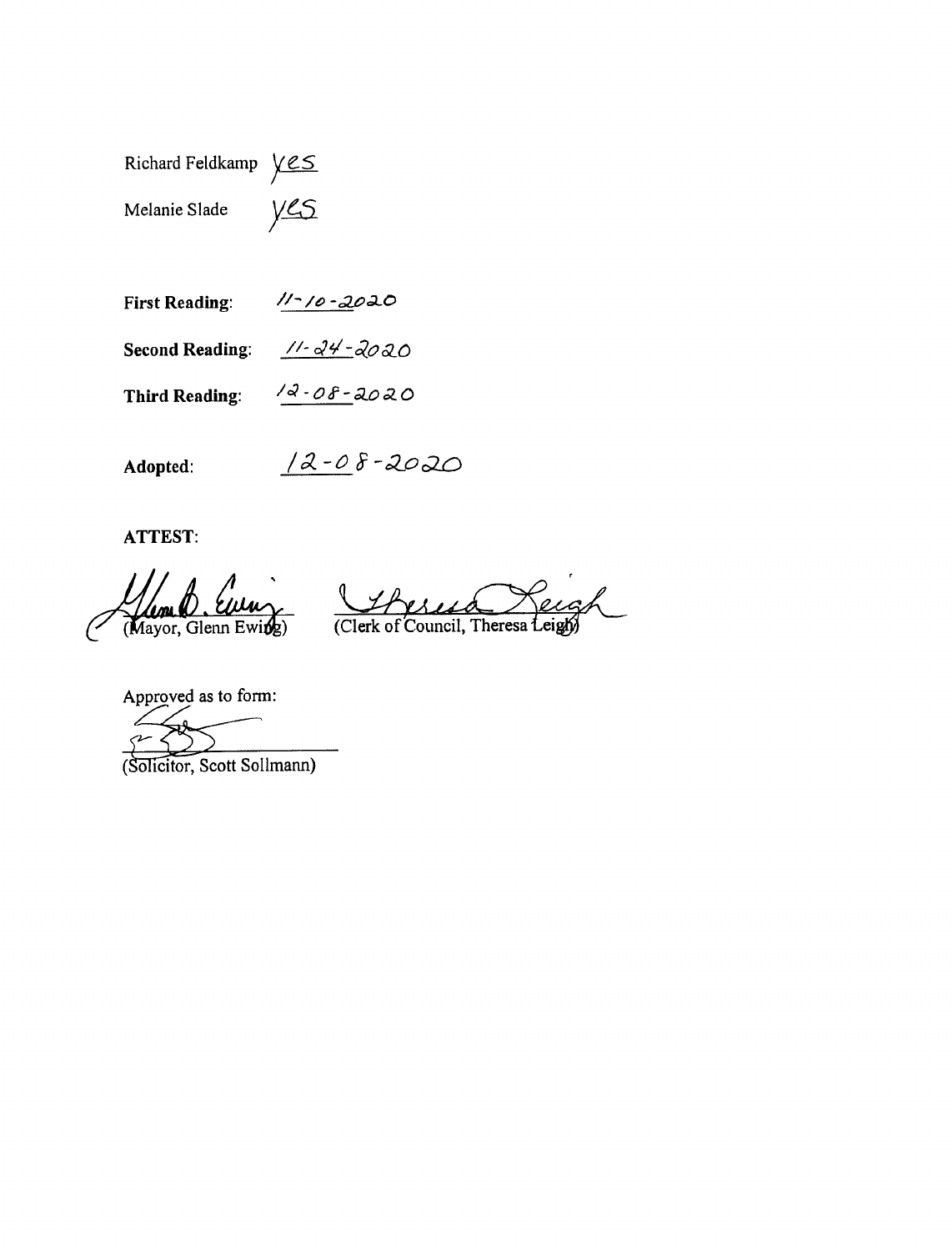Richard Feldkamp yes

Melanie Slade yes

**First Reading**: 11-10-2020

**Second Reading**: 11-24-2020

**Third Reading**: 12-08-2020

**Adopted**: 12-08-2020

**ATTEST**:

(Mayor, Glenn Ewing) (Clerk of Council, Theresa Leigh)

Approved as to form:

(Solicitor, Scott Sollmann)